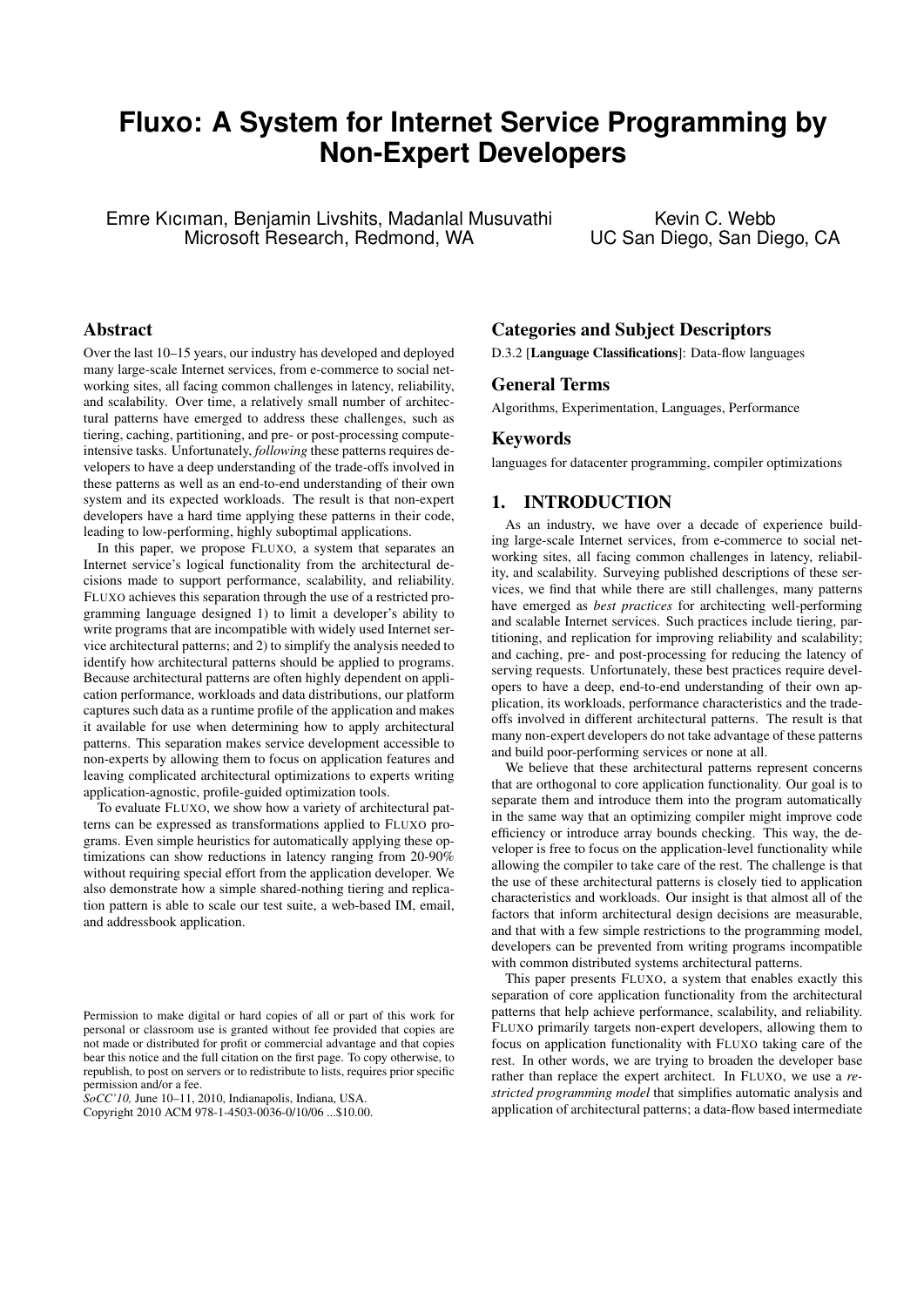# Fluxo: A System for Internet Service Programming by Non-Expert Developers

Emre Kıcıman, Benjamin Livshits, Madanlal Musuvathi
Microsoft Research, Redmond, WA

Kevin C. Webb
UC San Diego, San Diego, CA

## Abstract

Over the last 10–15 years, our industry has developed and deployed many large-scale Internet services, from e-commerce to social networking sites, all facing common challenges in latency, reliability, and scalability. Over time, a relatively small number of architectural patterns have emerged to address these challenges, such as tiering, caching, partitioning, and pre- or post-processing compute-intensive tasks. Unfortunately, *following* these patterns requires developers to have a deep understanding of the trade-offs involved in these patterns as well as an end-to-end understanding of their own system and its expected workloads. The result is that non-expert developers have a hard time applying these patterns in their code, leading to low-performing, highly suboptimal applications.

In this paper, we propose FLUXO, a system that separates an Internet service's logical functionality from the architectural decisions made to support performance, scalability, and reliability. FLUXO achieves this separation through the use of a restricted programming language designed 1) to limit a developer's ability to write programs that are incompatible with widely used Internet service architectural patterns; and 2) to simplify the analysis needed to identify how architectural patterns should be applied to programs. Because architectural patterns are often highly dependent on application performance, workloads and data distributions, our platform captures such data as a runtime profile of the application and makes it available for use when determining how to apply architectural patterns. This separation makes service development accessible to non-experts by allowing them to focus on application features and leaving complicated architectural optimizations to experts writing application-agnostic, profile-guided optimization tools.

To evaluate FLUXO, we show how a variety of architectural patterns can be expressed as transformations applied to FLUXO programs. Even simple heuristics for automatically applying these optimizations can show reductions in latency ranging from 20-90% without requiring special effort from the application developer. We also demonstrate how a simple shared-nothing tiering and replication pattern is able to scale our test suite, a web-based IM, email, and addressbook application.

Permission to make digital or hard copies of all or part of this work for personal or classroom use is granted without fee provided that copies are not made or distributed for profit or commercial advantage and that copies bear this notice and the full citation on the first page. To copy otherwise, to republish, to post on servers or to redistribute to lists, requires prior specific permission and/or a fee.
*SoCC'10,* June 10–11, 2010, Indianapolis, Indiana, USA.
Copyright 2010 ACM 978-1-4503-0036-0/10/06 ...$10.00.

## Categories and Subject Descriptors

D.3.2 [**Language Classifications**]: Data-flow languages

## General Terms

Algorithms, Experimentation, Languages, Performance

## Keywords

languages for datacenter programming, compiler optimizations

## 1. INTRODUCTION

As an industry, we have over a decade of experience building large-scale Internet services, from e-commerce to social networking sites, all facing common challenges in latency, reliability, and scalability. Surveying published descriptions of these services, we find that while there are still challenges, many patterns have emerged as *best practices* for architecting well-performing and scalable Internet services. Such practices include tiering, partitioning, and replication for improving reliability and scalability; and caching, pre- and post-processing for reducing the latency of serving requests. Unfortunately, these best practices require developers to have a deep, end-to-end understanding of their own application, its workloads, performance characteristics and the trade-offs involved in different architectural patterns. The result is that many non-expert developers do not take advantage of these patterns and build poor-performing services or none at all.

We believe that these architectural patterns represent concerns that are orthogonal to core application functionality. Our goal is to separate them and introduce them into the program automatically in the same way that an optimizing compiler might improve code efficiency or introduce array bounds checking. This way, the developer is free to focus on the application-level functionality while allowing the compiler to take care of the rest. The challenge is that the use of these architectural patterns is closely tied to application characteristics and workloads. Our insight is that almost all of the factors that inform architectural design decisions are measurable, and that with a few simple restrictions to the programming model, developers can be prevented from writing programs incompatible with common distributed systems architectural patterns.

This paper presents FLUXO, a system that enables exactly this separation of core application functionality from the architectural patterns that help achieve performance, scalability, and reliability. FLUXO primarily targets non-expert developers, allowing them to focus on application functionality with FLUXO taking care of the rest. In other words, we are trying to broaden the developer base rather than replace the expert architect. In FLUXO, we use a *restricted programming model* that simplifies automatic analysis and application of architectural patterns; a data-flow based intermediate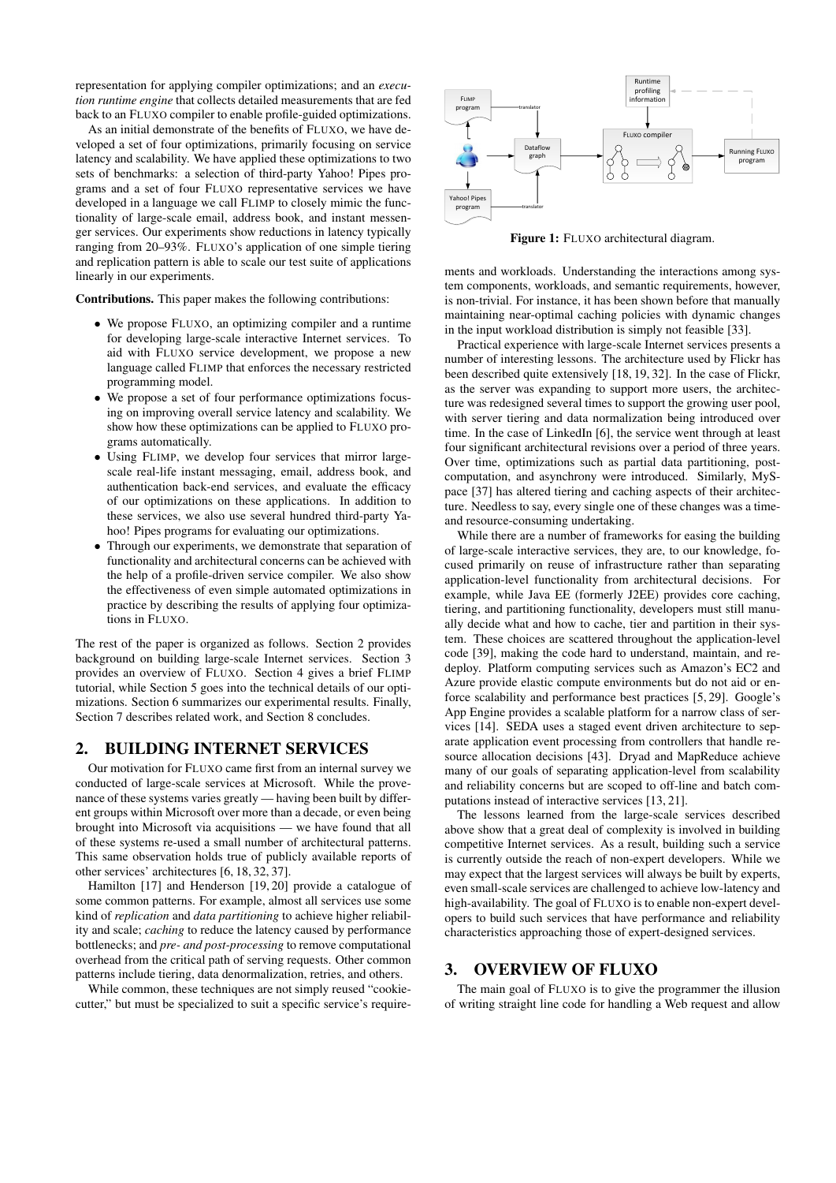representation for applying compiler optimizations; and an *execution runtime engine* that collects detailed measurements that are fed back to an FLUXO compiler to enable profile-guided optimizations.

As an initial demonstrate of the benefits of FLUXO, we have developed a set of four optimizations, primarily focusing on service latency and scalability. We have applied these optimizations to two sets of benchmarks: a selection of third-party Yahoo! Pipes programs and a set of four FLUXO representative services we have developed in a language we call FLIMP to closely mimic the functionality of large-scale email, address book, and instant messenger services. Our experiments show reductions in latency typically ranging from 20–93%. FLUXO's application of one simple tiering and replication pattern is able to scale our test suite of applications linearly in our experiments.

**Contributions.** This paper makes the following contributions:

- We propose FLUXO, an optimizing compiler and a runtime for developing large-scale interactive Internet services. To aid with FLUXO service development, we propose a new language called FLIMP that enforces the necessary restricted programming model.
- We propose a set of four performance optimizations focusing on improving overall service latency and scalability. We show how these optimizations can be applied to FLUXO programs automatically.
- Using FLIMP, we develop four services that mirror large-scale real-life instant messaging, email, address book, and authentication back-end services, and evaluate the efficacy of our optimizations on these applications. In addition to these services, we also use several hundred third-party Yahoo! Pipes programs for evaluating our optimizations.
- Through our experiments, we demonstrate that separation of functionality and architectural concerns can be achieved with the help of a profile-driven service compiler. We also show the effectiveness of even simple automated optimizations in practice by describing the results of applying four optimizations in FLUXO.

The rest of the paper is organized as follows. Section 2 provides background on building large-scale Internet services. Section 3 provides an overview of FLUXO. Section 4 gives a brief FLIMP tutorial, while Section 5 goes into the technical details of our optimizations. Section 6 summarizes our experimental results. Finally, Section 7 describes related work, and Section 8 concludes.

## 2. BUILDING INTERNET SERVICES

Our motivation for FLUXO came first from an internal survey we conducted of large-scale services at Microsoft. While the provenance of these systems varies greatly — having been built by different groups within Microsoft over more than a decade, or even being brought into Microsoft via acquisitions — we have found that all of these systems re-used a small number of architectural patterns. This same observation holds true of publicly available reports of other services' architectures [6, 18, 32, 37].

Hamilton [17] and Henderson [19, 20] provide a catalogue of some common patterns. For example, almost all services use some kind of *replication* and *data partitioning* to achieve higher reliability and scale; *caching* to reduce the latency caused by performance bottlenecks; and *pre- and post-processing* to remove computational overhead from the critical path of serving requests. Other common patterns include tiering, data denormalization, retries, and others.

While common, these techniques are not simply reused "cookie-cutter," but must be specialized to suit a specific service's requirements and workloads. Understanding the interactions among system components, workloads, and semantic requirements, however, is non-trivial. For instance, it has been shown before that manually maintaining near-optimal caching policies with dynamic changes in the input workload distribution is simply not feasible [33].

Figure 1: FLUXO architectural diagram.

Practical experience with large-scale Internet services presents a number of interesting lessons. The architecture used by Flickr has been described quite extensively [18, 19, 32]. In the case of Flickr, as the server was expanding to support more users, the architecture was redesigned several times to support the growing user pool, with server tiering and data normalization being introduced over time. In the case of LinkedIn [6], the service went through at least four significant architectural revisions over a period of three years. Over time, optimizations such as partial data partitioning, post-computation, and asynchrony were introduced. Similarly, MySpace [37] has altered tiering and caching aspects of their architecture. Needless to say, every single one of these changes was a time- and resource-consuming undertaking.

While there are a number of frameworks for easing the building of large-scale interactive services, they are, to our knowledge, focused primarily on reuse of infrastructure rather than separating application-level functionality from architectural decisions. For example, while Java EE (formerly J2EE) provides core caching, tiering, and partitioning functionality, developers must still manually decide what and how to cache, tier and partition in their system. These choices are scattered throughout the application-level code [39], making the code hard to understand, maintain, and redeploy. Platform computing services such as Amazon's EC2 and Azure provide elastic compute environments but do not aid or enforce scalability and performance best practices [5, 29]. Google's App Engine provides a scalable platform for a narrow class of services [14]. SEDA uses a staged event driven architecture to separate application event processing from controllers that handle resource allocation decisions [43]. Dryad and MapReduce achieve many of our goals of separating application-level from scalability and reliability concerns but are scoped to off-line and batch computations instead of interactive services [13, 21].

The lessons learned from the large-scale services described above show that a great deal of complexity is involved in building competitive Internet services. As a result, building such a service is currently outside the reach of non-expert developers. While we may expect that the largest services will always be built by experts, even small-scale services are challenged to achieve low-latency and high-availability. The goal of FLUXO is to enable non-expert developers to build such services that have performance and reliability characteristics approaching those of expert-designed services.

## 3. OVERVIEW OF FLUXO

The main goal of FLUXO is to give the programmer the illusion of writing straight line code for handling a Web request and allow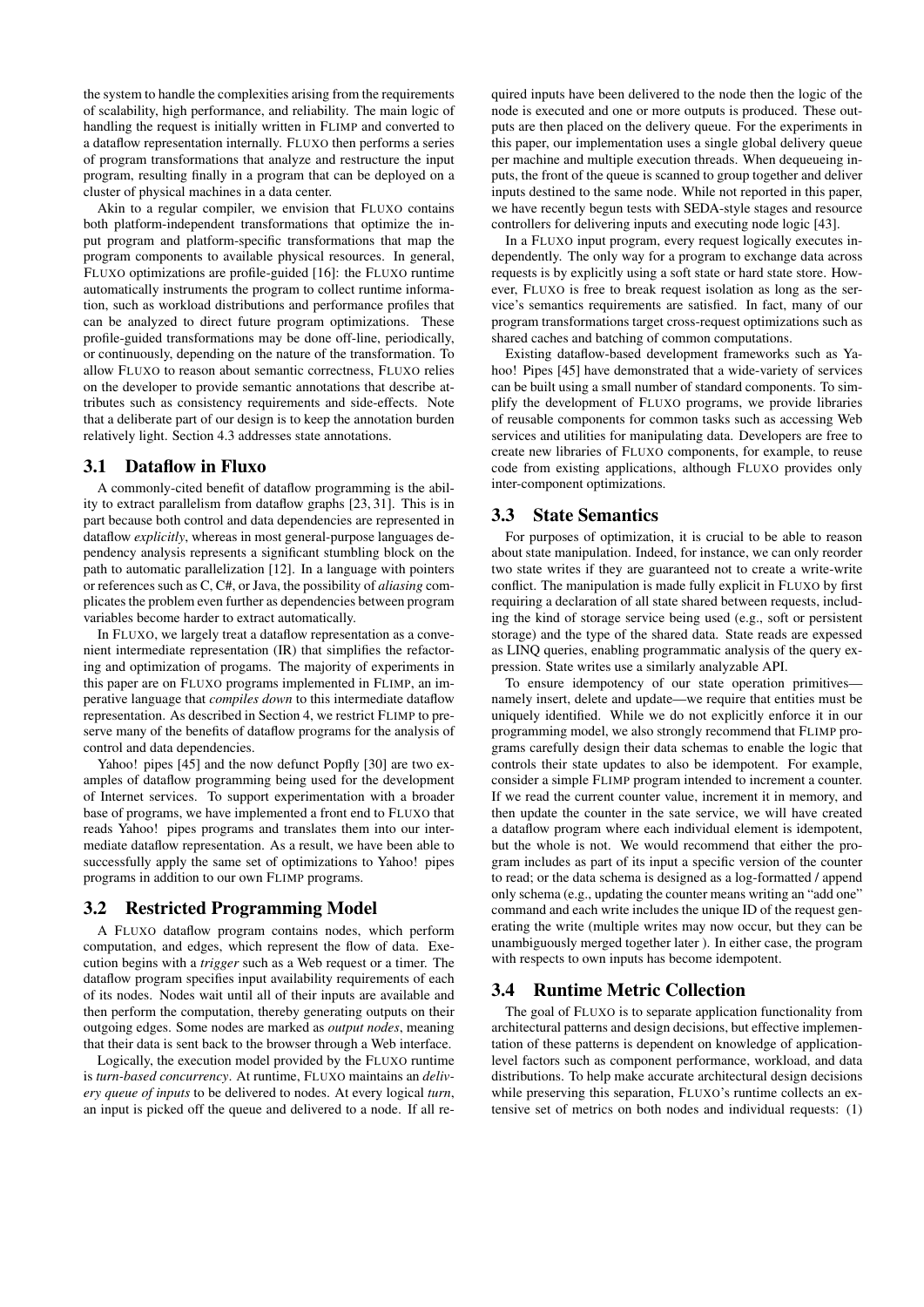the system to handle the complexities arising from the requirements of scalability, high performance, and reliability. The main logic of handling the request is initially written in FLIMP and converted to a dataflow representation internally. FLUXO then performs a series of program transformations that analyze and restructure the input program, resulting finally in a program that can be deployed on a cluster of physical machines in a data center.

Akin to a regular compiler, we envision that FLUXO contains both platform-independent transformations that optimize the input program and platform-specific transformations that map the program components to available physical resources. In general, FLUXO optimizations are profile-guided [16]: the FLUXO runtime automatically instruments the program to collect runtime information, such as workload distributions and performance profiles that can be analyzed to direct future program optimizations. These profile-guided transformations may be done off-line, periodically, or continuously, depending on the nature of the transformation. To allow FLUXO to reason about semantic correctness, FLUXO relies on the developer to provide semantic annotations that describe attributes such as consistency requirements and side-effects. Note that a deliberate part of our design is to keep the annotation burden relatively light. Section 4.3 addresses state annotations.

## 3.1 Dataflow in Fluxo

A commonly-cited benefit of dataflow programming is the ability to extract parallelism from dataflow graphs [23, 31]. This is in part because both control and data dependencies are represented in dataflow *explicitly*, whereas in most general-purpose languages dependency analysis represents a significant stumbling block on the path to automatic parallelization [12]. In a language with pointers or references such as C, C#, or Java, the possibility of *aliasing* complicates the problem even further as dependencies between program variables become harder to extract automatically.

In FLUXO, we largely treat a dataflow representation as a convenient intermediate representation (IR) that simplifies the refactoring and optimization of progams. The majority of experiments in this paper are on FLUXO programs implemented in FLIMP, an imperative language that *compiles down* to this intermediate dataflow representation. As described in Section 4, we restrict FLIMP to preserve many of the benefits of dataflow programs for the analysis of control and data dependencies.

Yahoo! pipes [45] and the now defunct Popfly [30] are two examples of dataflow programming being used for the development of Internet services. To support experimentation with a broader base of programs, we have implemented a front end to FLUXO that reads Yahoo! pipes programs and translates them into our intermediate dataflow representation. As a result, we have been able to successfully apply the same set of optimizations to Yahoo! pipes programs in addition to our own FLIMP programs.

## 3.2 Restricted Programming Model

A FLUXO dataflow program contains nodes, which perform computation, and edges, which represent the flow of data. Execution begins with a *trigger* such as a Web request or a timer. The dataflow program specifies input availability requirements of each of its nodes. Nodes wait until all of their inputs are available and then perform the computation, thereby generating outputs on their outgoing edges. Some nodes are marked as *output nodes*, meaning that their data is sent back to the browser through a Web interface.

Logically, the execution model provided by the FLUXO runtime is *turn-based concurrency*. At runtime, FLUXO maintains an *delivery queue of inputs* to be delivered to nodes. At every logical *turn*, an input is picked off the queue and delivered to a node. If all required inputs have been delivered to the node then the logic of the node is executed and one or more outputs is produced. These outputs are then placed on the delivery queue. For the experiments in this paper, our implementation uses a single global delivery queue per machine and multiple execution threads. When dequeueing inputs, the front of the queue is scanned to group together and deliver inputs destined to the same node. While not reported in this paper, we have recently begun tests with SEDA-style stages and resource controllers for delivering inputs and executing node logic [43].

In a FLUXO input program, every request logically executes independently. The only way for a program to exchange data across requests is by explicitly using a soft state or hard state store. However, FLUXO is free to break request isolation as long as the service's semantics requirements are satisfied. In fact, many of our program transformations target cross-request optimizations such as shared caches and batching of common computations.

Existing dataflow-based development frameworks such as Yahoo! Pipes [45] have demonstrated that a wide-variety of services can be built using a small number of standard components. To simplify the development of FLUXO programs, we provide libraries of reusable components for common tasks such as accessing Web services and utilities for manipulating data. Developers are free to create new libraries of FLUXO components, for example, to reuse code from existing applications, although FLUXO provides only inter-component optimizations.

## 3.3 State Semantics

For purposes of optimization, it is crucial to be able to reason about state manipulation. Indeed, for instance, we can only reorder two state writes if they are guaranteed not to create a write-write conflict. The manipulation is made fully explicit in FLUXO by first requiring a declaration of all state shared between requests, including the kind of storage service being used (e.g., soft or persistent storage) and the type of the shared data. State reads are expessed as LINQ queries, enabling programmatic analysis of the query expression. State writes use a similarly analyzable API.

To ensure idempotency of our state operation primitives—namely insert, delete and update—we require that entities must be uniquely identified. While we do not explicitly enforce it in our programming model, we also strongly recommend that FLIMP programs carefully design their data schemas to enable the logic that controls their state updates to also be idempotent. For example, consider a simple FLIMP program intended to increment a counter. If we read the current counter value, increment it in memory, and then update the counter in the sate service, we will have created a dataflow program where each individual element is idempotent, but the whole is not. We would recommend that either the program includes as part of its input a specific version of the counter to read; or the data schema is designed as a log-formatted / append only schema (e.g., updating the counter means writing an "add one" command and each write includes the unique ID of the request generating the write (multiple writes may now occur, but they can be unambiguously merged together later ). In either case, the program with respects to own inputs has become idempotent.

## 3.4 Runtime Metric Collection

The goal of FLUXO is to separate application functionality from architectural patterns and design decisions, but effective implementation of these patterns is dependent on knowledge of application-level factors such as component performance, workload, and data distributions. To help make accurate architectural design decisions while preserving this separation, FLUXO's runtime collects an extensive set of metrics on both nodes and individual requests: (1)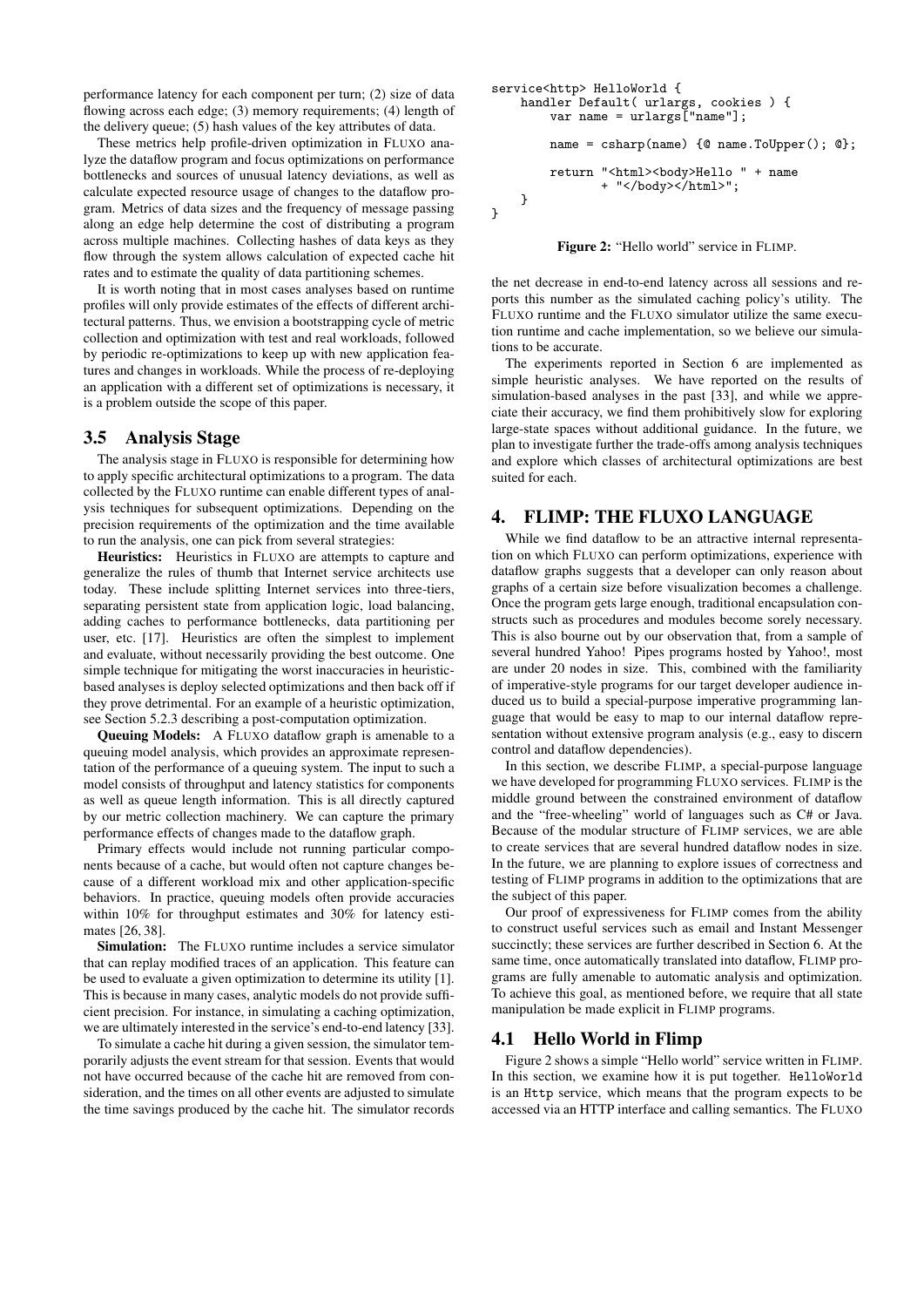performance latency for each component per turn; (2) size of data flowing across each edge; (3) memory requirements; (4) length of the delivery queue; (5) hash values of the key attributes of data.

These metrics help profile-driven optimization in FLUXO analyze the dataflow program and focus optimizations on performance bottlenecks and sources of unusual latency deviations, as well as calculate expected resource usage of changes to the dataflow program. Metrics of data sizes and the frequency of message passing along an edge help determine the cost of distributing a program across multiple machines. Collecting hashes of data keys as they flow through the system allows calculation of expected cache hit rates and to estimate the quality of data partitioning schemes.

It is worth noting that in most cases analyses based on runtime profiles will only provide estimates of the effects of different architectural patterns. Thus, we envision a bootstrapping cycle of metric collection and optimization with test and real workloads, followed by periodic re-optimizations to keep up with new application features and changes in workloads. While the process of re-deploying an application with a different set of optimizations is necessary, it is a problem outside the scope of this paper.

## 3.5 Analysis Stage

The analysis stage in FLUXO is responsible for determining how to apply specific architectural optimizations to a program. The data collected by the FLUXO runtime can enable different types of analysis techniques for subsequent optimizations. Depending on the precision requirements of the optimization and the time available to run the analysis, one can pick from several strategies:

**Heuristics:** Heuristics in FLUXO are attempts to capture and generalize the rules of thumb that Internet service architects use today. These include splitting Internet services into three-tiers, separating persistent state from application logic, load balancing, adding caches to performance bottlenecks, data partitioning per user, etc. [17]. Heuristics are often the simplest to implement and evaluate, without necessarily providing the best outcome. One simple technique for mitigating the worst inaccuracies in heuristic-based analyses is deploy selected optimizations and then back off if they prove detrimental. For an example of a heuristic optimization, see Section 5.2.3 describing a post-computation optimization.

**Queuing Models:** A FLUXO dataflow graph is amenable to a queuing model analysis, which provides an approximate representation of the performance of a queuing system. The input to such a model consists of throughput and latency statistics for components as well as queue length information. This is all directly captured by our metric collection machinery. We can capture the primary performance effects of changes made to the dataflow graph.

Primary effects would include not running particular components because of a cache, but would often not capture changes because of a different workload mix and other application-specific behaviors. In practice, queuing models often provide accuracies within 10% for throughput estimates and 30% for latency estimates [26, 38].

**Simulation:** The FLUXO runtime includes a service simulator that can replay modified traces of an application. This feature can be used to evaluate a given optimization to determine its utility [1]. This is because in many cases, analytic models do not provide sufficient precision. For instance, in simulating a caching optimization, we are ultimately interested in the service's end-to-end latency [33].

To simulate a cache hit during a given session, the simulator temporarily adjusts the event stream for that session. Events that would not have occurred because of the cache hit are removed from consideration, and the times on all other events are adjusted to simulate the time savings produced by the cache hit. The simulator records the net decrease in end-to-end latency across all sessions and reports this number as the simulated caching policy's utility. The FLUXO runtime and the FLUXO simulator utilize the same execution runtime and cache implementation, so we believe our simulations to be accurate.

The experiments reported in Section 6 are implemented as simple heuristic analyses. We have reported on the results of simulation-based analyses in the past [33], and while we appreciate their accuracy, we find them prohibitively slow for exploring large-state spaces without additional guidance. In the future, we plan to investigate further the trade-offs among analysis techniques and explore which classes of architectural optimizations are best suited for each.

# 4. FLIMP: THE FLUXO LANGUAGE

While we find dataflow to be an attractive internal representation on which FLUXO can perform optimizations, experience with dataflow graphs suggests that a developer can only reason about graphs of a certain size before visualization becomes a challenge. Once the program gets large enough, traditional encapsulation constructs such as procedures and modules become sorely necessary. This is also bourne out by our observation that, from a sample of several hundred Yahoo! Pipes programs hosted by Yahoo!, most are under 20 nodes in size. This, combined with the familiarity of imperative-style programs for our target developer audience induced us to build a special-purpose imperative programming language that would be easy to map to our internal dataflow representation without extensive program analysis (e.g., easy to discern control and dataflow dependencies).

In this section, we describe FLIMP, a special-purpose language we have developed for programming FLUXO services. FLIMP is the middle ground between the constrained environment of dataflow and the "free-wheeling" world of languages such as C# or Java. Because of the modular structure of FLIMP services, we are able to create services that are several hundred dataflow nodes in size. In the future, we are planning to explore issues of correctness and testing of FLIMP programs in addition to the optimizations that are the subject of this paper.

Our proof of expressiveness for FLIMP comes from the ability to construct useful services such as email and Instant Messenger succinctly; these services are further described in Section 6. At the same time, once automatically translated into dataflow, FLIMP programs are fully amenable to automatic analysis and optimization. To achieve this goal, as mentioned before, we require that all state manipulation be made explicit in FLIMP programs.

## 4.1 Hello World in Flimp

```
service<http> HelloWorld {
    handler Default( urlargs, cookies ) {
        var name = urlargs["name"];

        name = csharp(name) {@ name.ToUpper(); @};

        return "<html><body>Hello " + name
               + "</body></html>";
    }
}
```

**Figure 2:** "Hello world" service in FLIMP.

Figure 2 shows a simple "Hello world" service written in FLIMP. In this section, we examine how it is put together. `HelloWorld` is an `Http` service, which means that the program expects to be accessed via an HTTP interface and calling semantics. The FLUXO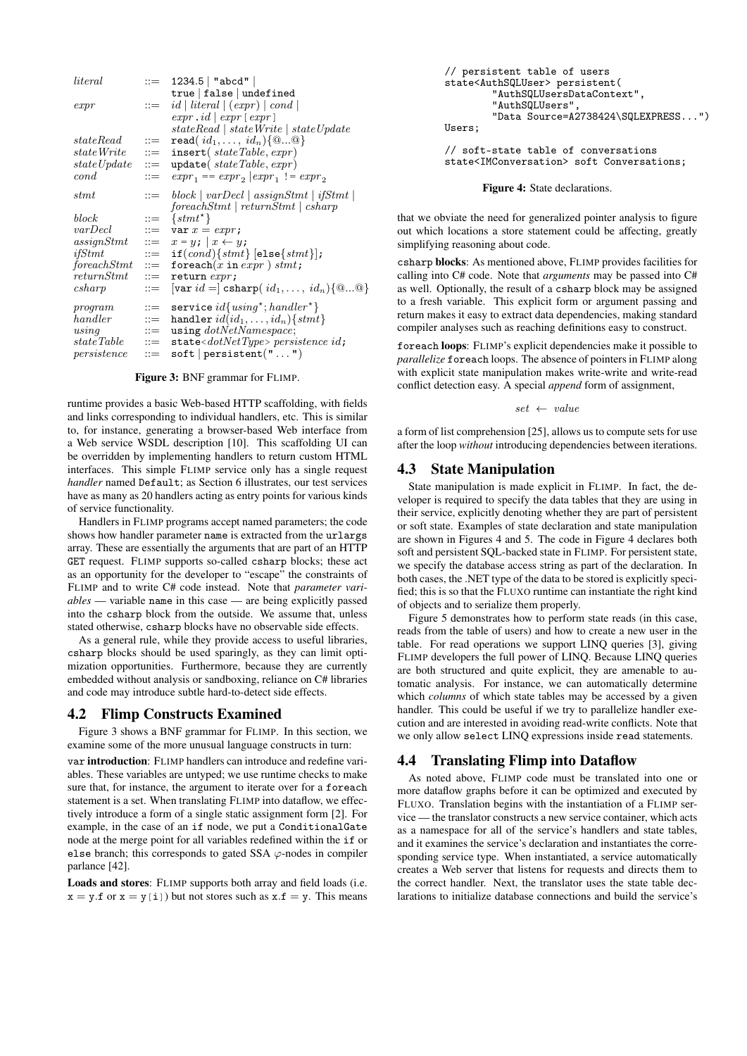| | | |
|---|---|---|
| *literal* | ::= | 1234.5 \| "abcd" \| true \| false \| undefined |
| *expr* | ::= | *id* \| *literal* \| (*expr*) \| *cond* \| *expr* . *id* \| *expr* [ *expr* ] \| *stateRead* \| *stateWrite* \| *stateUpdate* |
| *stateRead* | ::= | read( $id_1, \ldots, id_n$){@...@} |
| *stateWrite* | ::= | insert( *stateTable*, *expr*) |
| *stateUpdate* | ::= | update( *stateTable*, *expr*) |
| *cond* | ::= | $expr_1$ == $expr_2$ \| $expr_1$ != $expr_2$ |
| *stmt* | ::= | *block* \| *varDecl* \| *assignStmt* \| *ifStmt* \| *foreachStmt* \| *returnStmt* \| *csharp* |
| *block* | ::= | {$stmt^\star$} |
| *varDecl* | ::= | var $x$ = *expr*; |
| *assignStmt* | ::= | $x = y$; \| $x \leftarrow y$; |
| *ifStmt* | ::= | if(*cond*){*stmt*} [else{*stmt*}]; |
| *foreachStmt* | ::= | foreach($x$ in *expr* ) *stmt*; |
| *returnStmt* | ::= | return *expr*; |
| *csharp* | ::= | [var *id* =] csharp( $id_1, \ldots, id_n$){@...@} |
| *program* | ::= | service *id*{$using^\star$; $handler^\star$} |
| *handler* | ::= | handler *id*($id_1, \ldots, id_n$){*stmt*} |
| *using* | ::= | using *dotNetNamespace*; |
| *stateTable* | ::= | state<*dotNetType*> *persistence* *id*; |
| *persistence* | ::= | soft \| persistent(" ... ") |

**Figure 3:** BNF grammar for FLIMP.

runtime provides a basic Web-based HTTP scaffolding, with fields and links corresponding to individual handlers, etc. This is similar to, for instance, generating a browser-based Web interface from a Web service WSDL description [10]. This scaffolding UI can be overridden by implementing handlers to return custom HTML interfaces. This simple FLIMP service only has a single request *handler* named Default; as Section 6 illustrates, our test services have as many as 20 handlers acting as entry points for various kinds of service functionality.

Handlers in FLIMP programs accept named parameters; the code shows how handler parameter name is extracted from the urlargs array. These are essentially the arguments that are part of an HTTP GET request. FLIMP supports so-called csharp blocks; these act as an opportunity for the developer to "escape" the constraints of FLIMP and to write C# code instead. Note that *parameter variables* — variable name in this case — are being explicitly passed into the csharp block from the outside. We assume that, unless stated otherwise, csharp blocks have no observable side effects.

As a general rule, while they provide access to useful libraries, csharp blocks should be used sparingly, as they can limit optimization opportunities. Furthermore, because they are currently embedded without analysis or sandboxing, reliance on C# libraries and code may introduce subtle hard-to-detect side effects.

## 4.2 Flimp Constructs Examined

Figure 3 shows a BNF grammar for FLIMP. In this section, we examine some of the more unusual language constructs in turn:

var **introduction**: FLIMP handlers can introduce and redefine variables. These variables are untyped; we use runtime checks to make sure that, for instance, the argument to iterate over for a foreach statement is a set. When translating FLIMP into dataflow, we effectively introduce a form of a single static assignment form [2]. For example, in the case of an if node, we put a ConditionalGate node at the merge point for all variables redefined within the if or else branch; this corresponds to gated SSA $\varphi$-nodes in compiler parlance [42].

**Loads and stores**: FLIMP supports both array and field loads (i.e. $x = y.f$ or $x = y[i]$) but not stores such as $x.f = y$. This means that we obviate the need for generalized pointer analysis to figure out which locations a store statement could be affecting, greatly simplifying reasoning about code.

```
// persistent table of users
state<AuthSQLUser> persistent(
        "AuthSQLUsersDataContext",
        "AuthSQLUsers",
        "Data Source=A2738424\SQLEXPRESS...")
Users;

// soft-state table of conversations
state<IMConversation> soft Conversations;
```

**Figure 4:** State declarations.

csharp **blocks**: As mentioned above, FLIMP provides facilities for calling into C# code. Note that *arguments* may be passed into C# as well. Optionally, the result of a csharp block may be assigned to a fresh variable. This explicit form or argument passing and return makes it easy to extract data dependencies, making standard compiler analyses such as reaching definitions easy to construct.

foreach **loops**: FLIMP's explicit dependencies make it possible to *parallelize* foreach loops. The absence of pointers in FLIMP along with explicit state manipulation makes write-write and write-read conflict detection easy. A special *append* form of assignment,

$$set \;\leftarrow\; value$$

a form of list comprehension [25], allows us to compute sets for use after the loop *without* introducing dependencies between iterations.

## 4.3 State Manipulation

State manipulation is made explicit in FLIMP. In fact, the developer is required to specify the data tables that they are using in their service, explicitly denoting whether they are part of persistent or soft state. Examples of state declaration and state manipulation are shown in Figures 4 and 5. The code in Figure 4 declares both soft and persistent SQL-backed state in FLIMP. For persistent state, we specify the database access string as part of the declaration. In both cases, the .NET type of the data to be stored is explicitly specified; this is so that the FLUXO runtime can instantiate the right kind of objects and to serialize them properly.

Figure 5 demonstrates how to perform state reads (in this case, reads from the table of users) and how to create a new user in the table. For read operations we support LINQ queries [3], giving FLIMP developers the full power of LINQ. Because LINQ queries are both structured and quite explicit, they are amenable to automatic analysis. For instance, we can automatically determine which *columns* of which state tables may be accessed by a given handler. This could be useful if we try to parallelize handler execution and are interested in avoiding read-write conflicts. Note that we only allow select LINQ expressions inside read statements.

## 4.4 Translating Flimp into Dataflow

As noted above, FLIMP code must be translated into one or more dataflow graphs before it can be optimized and executed by FLUXO. Translation begins with the instantiation of a FLIMP service — the translator constructs a new service container, which acts as a namespace for all of the service's handlers and state tables, and it examines the service's declaration and instantiates the corresponding service type. When instantiated, a service automatically creates a Web server that listens for requests and directs them to the correct handler. Next, the translator uses the state table declarations to initialize database connections and build the service's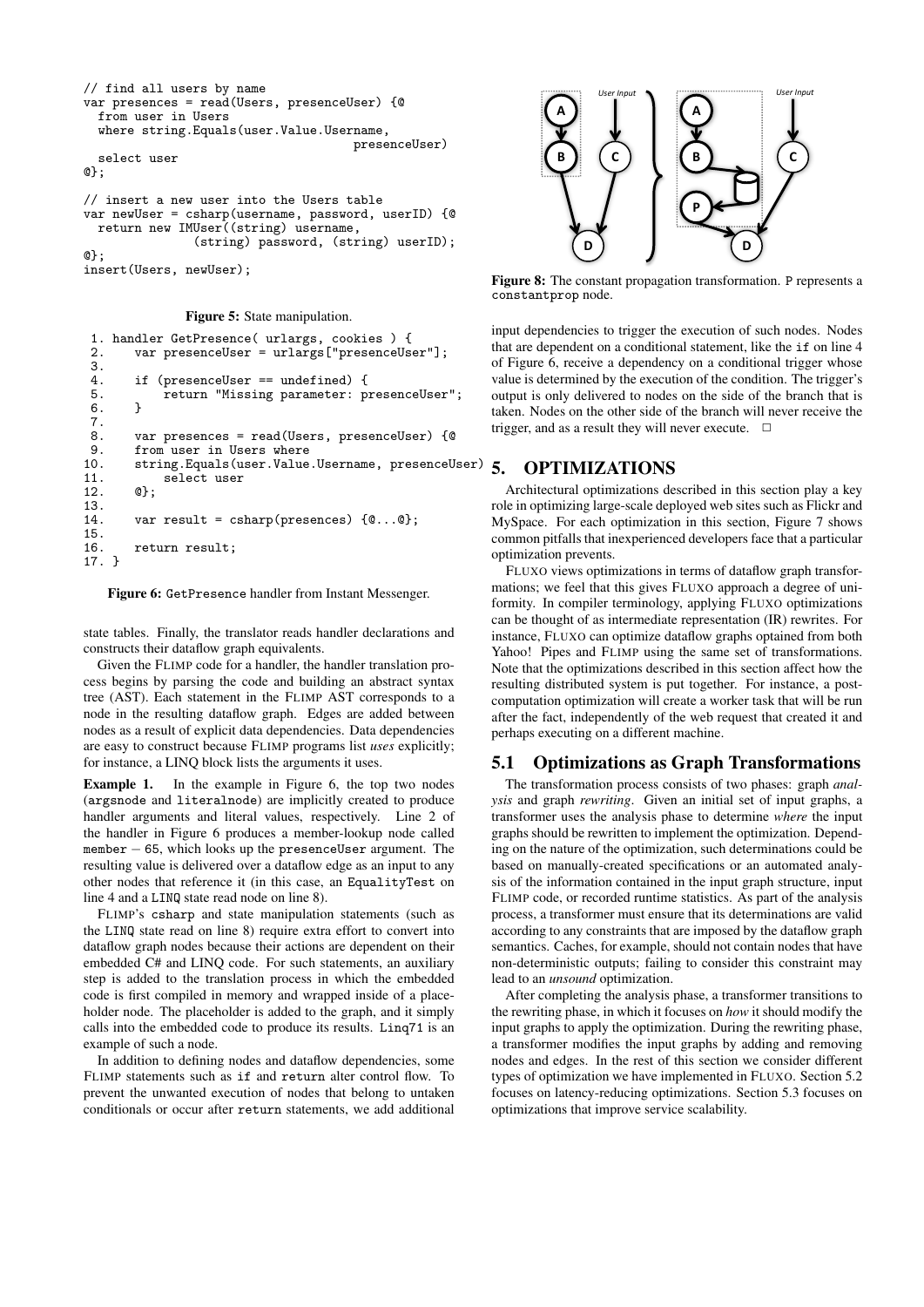```
// find all users by name
var presences = read(Users, presenceUser) {@
  from user in Users
  where string.Equals(user.Value.Username,
                                      presenceUser)
  select user
@};

// insert a new user into the Users table
var newUser = csharp(username, password, userID) {@
  return new IMUser((string) username,
              (string) password, (string) userID);
@};
insert(Users, newUser);
```

**Figure 5:** State manipulation.

```
 1. handler GetPresence( urlargs, cookies ) {
 2.     var presenceUser = urlargs["presenceUser"];
 3.
 4.     if (presenceUser == undefined) {
 5.         return "Missing parameter: presenceUser";
 6.     }
 7.
 8.     var presences = read(Users, presenceUser) {@
 9.     from user in Users where
10.     string.Equals(user.Value.Username, presenceUser)
11.         select user
12.     @};
13.
14.     var result = csharp(presences) {@...@};
15.
16.     return result;
17. }
```

**Figure 6:** GetPresence handler from Instant Messenger.

state tables. Finally, the translator reads handler declarations and constructs their dataflow graph equivalents.

Given the FLIMP code for a handler, the handler translation process begins by parsing the code and building an abstract syntax tree (AST). Each statement in the FLIMP AST corresponds to a node in the resulting dataflow graph. Edges are added between nodes as a result of explicit data dependencies. Data dependencies are easy to construct because FLIMP programs list *uses* explicitly; for instance, a LINQ block lists the arguments it uses.

**Example 1.** In the example in Figure 6, the top two nodes (argsnode and literalnode) are implicitly created to produce handler arguments and literal values, respectively. Line 2 of the handler in Figure 6 produces a member-lookup node called member − 65, which looks up the presenceUser argument. The resulting value is delivered over a dataflow edge as an input to any other nodes that reference it (in this case, an EqualityTest on line 4 and a LINQ state read node on line 8).

FLIMP's csharp and state manipulation statements (such as the LINQ state read on line 8) require extra effort to convert into dataflow graph nodes because their actions are dependent on their embedded C# and LINQ code. For such statements, an auxiliary step is added to the translation process in which the embedded code is first compiled in memory and wrapped inside of a placeholder node. The placeholder is added to the graph, and it simply calls into the embedded code to produce its results. Linq71 is an example of such a node.

In addition to defining nodes and dataflow dependencies, some FLIMP statements such as if and return alter control flow. To prevent the unwanted execution of nodes that belong to untaken conditionals or occur after return statements, we add additional input dependencies to trigger the execution of such nodes. Nodes that are dependent on a conditional statement, like the if on line 4 of Figure 6, receive a dependency on a conditional trigger whose value is determined by the execution of the condition. The trigger's output is only delivered to nodes on the side of the branch that is taken. Nodes on the other side of the branch will never receive the trigger, and as a result they will never execute. □

**Figure 8:** The constant propagation transformation. P represents a constantprop node.

## 5. OPTIMIZATIONS

Architectural optimizations described in this section play a key role in optimizing large-scale deployed web sites such as Flickr and MySpace. For each optimization in this section, Figure 7 shows common pitfalls that inexperienced developers face that a particular optimization prevents.

FLUXO views optimizations in terms of dataflow graph transformations; we feel that this gives FLUXO approach a degree of uniformity. In compiler terminology, applying FLUXO optimizations can be thought of as intermediate representation (IR) rewrites. For instance, FLUXO can optimize dataflow graphs optained from both Yahoo! Pipes and FLIMP using the same set of transformations. Note that the optimizations described in this section affect how the resulting distributed system is put together. For instance, a post-computation optimization will create a worker task that will be run after the fact, independently of the web request that created it and perhaps executing on a different machine.

### 5.1 Optimizations as Graph Transformations

The transformation process consists of two phases: graph *analysis* and graph *rewriting*. Given an initial set of input graphs, a transformer uses the analysis phase to determine *where* the input graphs should be rewritten to implement the optimization. Depending on the nature of the optimization, such determinations could be based on manually-created specifications or an automated analysis of the information contained in the input graph structure, input FLIMP code, or recorded runtime statistics. As part of the analysis process, a transformer must ensure that its determinations are valid according to any constraints that are imposed by the dataflow graph semantics. Caches, for example, should not contain nodes that have non-deterministic outputs; failing to consider this constraint may lead to an *unsound* optimization.

After completing the analysis phase, a transformer transitions to the rewriting phase, in which it focuses on *how* it should modify the input graphs to apply the optimization. During the rewriting phase, a transformer modifies the input graphs by adding and removing nodes and edges. In the rest of this section we consider different types of optimization we have implemented in FLUXO. Section 5.2 focuses on latency-reducing optimizations. Section 5.3 focuses on optimizations that improve service scalability.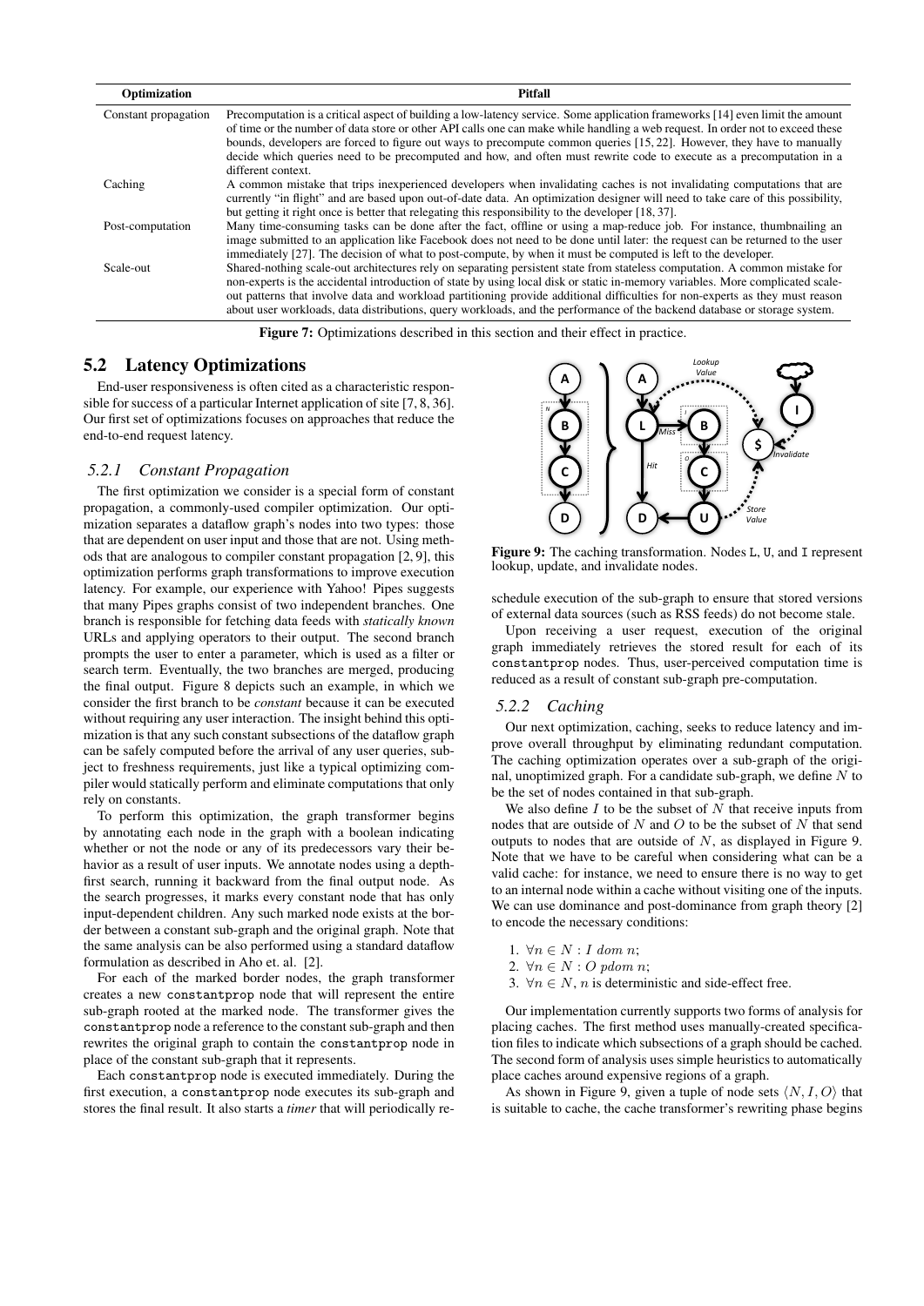| Optimization | Pitfall |
|---|---|
| Constant propagation | Precomputation is a critical aspect of building a low-latency service. Some application frameworks [14] even limit the amount of time or the number of data store or other API calls one can make while handling a web request. In order not to exceed these bounds, developers are forced to figure out ways to precompute common queries [15, 22]. However, they have to manually decide which queries need to be precomputed and how, and often must rewrite code to execute as a precomputation in a different context. |
| Caching | A common mistake that trips inexperienced developers when invalidating caches is not invalidating computations that are currently "in flight" and are based upon out-of-date data. An optimization designer will need to take care of this possibility, but getting it right once is better that relegating this responsibility to the developer [18, 37]. |
| Post-computation | Many time-consuming tasks can be done after the fact, offline or using a map-reduce job. For instance, thumbnailing an image submitted to an application like Facebook does not need to be done until later: the request can be returned to the user immediately [27]. The decision of what to post-compute, by when it must be computed is left to the developer. |
| Scale-out | Shared-nothing scale-out architectures rely on separating persistent state from stateless computation. A common mistake for non-experts is the accidental introduction of state by using local disk or static in-memory variables. More complicated scale-out patterns that involve data and workload partitioning provide additional difficulties for non-experts as they must reason about user workloads, data distributions, query workloads, and the performance of the backend database or storage system. |

**Figure 7:** Optimizations described in this section and their effect in practice.

## 5.2 Latency Optimizations

End-user responsiveness is often cited as a characteristic responsible for success of a particular Internet application of site [7, 8, 36]. Our first set of optimizations focuses on approaches that reduce the end-to-end request latency.

### *5.2.1 Constant Propagation*

The first optimization we consider is a special form of constant propagation, a commonly-used compiler optimization. Our optimization separates a dataflow graph's nodes into two types: those that are dependent on user input and those that are not. Using methods that are analogous to compiler constant propagation [2, 9], this optimization performs graph transformations to improve execution latency. For example, our experience with Yahoo! Pipes suggests that many Pipes graphs consist of two independent branches. One branch is responsible for fetching data feeds with *statically known* URLs and applying operators to their output. The second branch prompts the user to enter a parameter, which is used as a filter or search term. Eventually, the two branches are merged, producing the final output. Figure 8 depicts such an example, in which we consider the first branch to be *constant* because it can be executed without requiring any user interaction. The insight behind this optimization is that any such constant subsections of the dataflow graph can be safely computed before the arrival of any user queries, subject to freshness requirements, just like a typical optimizing compiler would statically perform and eliminate computations that only rely on constants.

To perform this optimization, the graph transformer begins by annotating each node in the graph with a boolean indicating whether or not the node or any of its predecessors vary their behavior as a result of user inputs. We annotate nodes using a depth-first search, running it backward from the final output node. As the search progresses, it marks every constant node that has only input-dependent children. Any such marked node exists at the border between a constant sub-graph and the original graph. Note that the same analysis can be also performed using a standard dataflow formulation as described in Aho et. al. [2].

For each of the marked border nodes, the graph transformer creates a new `constantprop` node that will represent the entire sub-graph rooted at the marked node. The transformer gives the `constantprop` node a reference to the constant sub-graph and then rewrites the original graph to contain the `constantprop` node in place of the constant sub-graph that it represents.

Each `constantprop` node is executed immediately. During the first execution, a `constantprop` node executes its sub-graph and stores the final result. It also starts a *timer* that will periodically reschedule execution of the sub-graph to ensure that stored versions of external data sources (such as RSS feeds) do not become stale.

Upon receiving a user request, execution of the original graph immediately retrieves the stored result for each of its `constantprop` nodes. Thus, user-perceived computation time is reduced as a result of constant sub-graph pre-computation.

**Figure 9:** The caching transformation. Nodes L, U, and I represent lookup, update, and invalidate nodes.

### *5.2.2 Caching*

Our next optimization, caching, seeks to reduce latency and improve overall throughput by eliminating redundant computation. The caching optimization operates over a sub-graph of the original, unoptimized graph. For a candidate sub-graph, we define $N$ to be the set of nodes contained in that sub-graph.

We also define $I$ to be the subset of $N$ that receive inputs from nodes that are outside of $N$ and $O$ to be the subset of $N$ that send outputs to nodes that are outside of $N$, as displayed in Figure 9. Note that we have to be careful when considering what can be a valid cache: for instance, we need to ensure there is no way to get to an internal node within a cache without visiting one of the inputs. We can use dominance and post-dominance from graph theory [2] to encode the necessary conditions:

1. $\forall n \in N : I \ dom \ n$;
2. $\forall n \in N : O \ pdom \ n$;
3. $\forall n \in N$, $n$ is deterministic and side-effect free.

Our implementation currently supports two forms of analysis for placing caches. The first method uses manually-created specification files to indicate which subsections of a graph should be cached. The second form of analysis uses simple heuristics to automatically place caches around expensive regions of a graph.

As shown in Figure 9, given a tuple of node sets $\langle N, I, O \rangle$ that is suitable to cache, the cache transformer's rewriting phase begins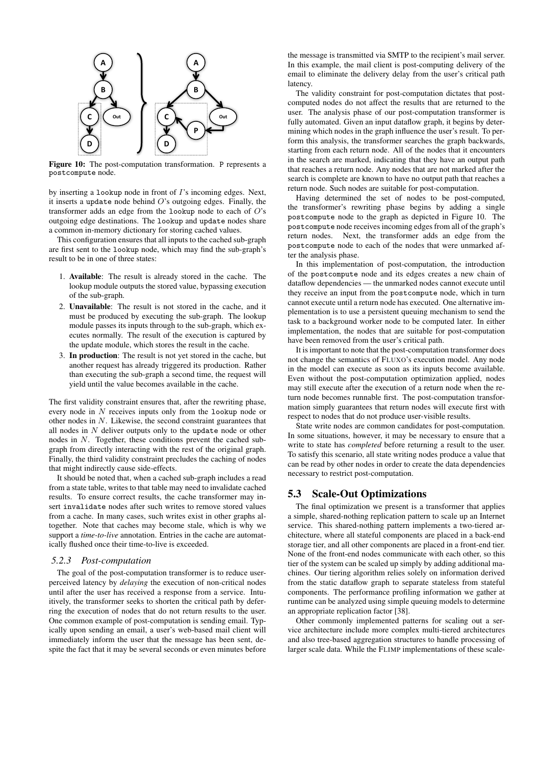A

B

C

Out

D

A

B

C

Out

P

D

**Figure 10:** The post-computation transformation. P represents a `postcompute` node.

by inserting a `lookup` node in front of $I$'s incoming edges. Next, it inserts a `update` node behind $O$'s outgoing edges. Finally, the transformer adds an edge from the `lookup` node to each of $O$'s outgoing edge destinations. The `lookup` and `update` nodes share a common in-memory dictionary for storing cached values.

This configuration ensures that all inputs to the cached sub-graph are first sent to the `lookup` node, which may find the sub-graph's result to be in one of three states:

1. **Available**: The result is already stored in the cache. The lookup module outputs the stored value, bypassing execution of the sub-graph.
2. **Unavailable**: The result is not stored in the cache, and it must be produced by executing the sub-graph. The lookup module passes its inputs through to the sub-graph, which executes normally. The result of the execution is captured by the update module, which stores the result in the cache.
3. **In production**: The result is not yet stored in the cache, but another request has already triggered its production. Rather than executing the sub-graph a second time, the request will yield until the value becomes available in the cache.

The first validity constraint ensures that, after the rewriting phase, every node in $N$ receives inputs only from the `lookup` node or other nodes in $N$. Likewise, the second constraint guarantees that all nodes in $N$ deliver outputs only to the `update` node or other nodes in $N$. Together, these conditions prevent the cached sub-graph from directly interacting with the rest of the original graph. Finally, the third validity constraint precludes the caching of nodes that might indirectly cause side-effects.

It should be noted that, when a cached sub-graph includes a read from a state table, writes to that table may need to invalidate cached results. To ensure correct results, the cache transformer may insert `invalidate` nodes after such writes to remove stored values from a cache. In many cases, such writes exist in other graphs altogether. Note that caches may become stale, which is why we support a *time-to-live* annotation. Entries in the cache are automatically flushed once their time-to-live is exceeded.

### 5.2.3 Post-computation

The goal of the post-computation transformer is to reduce user-perceived latency by *delaying* the execution of non-critical nodes until after the user has received a response from a service. Intuitively, the transformer seeks to shorten the critical path by deferring the execution of nodes that do not return results to the user. One common example of post-computation is sending email. Typically upon sending an email, a user's web-based mail client will immediately inform the user that the message has been sent, despite the fact that it may be several seconds or even minutes before the message is transmitted via SMTP to the recipient's mail server. In this example, the mail client is post-computing delivery of the email to eliminate the delivery delay from the user's critical path latency.

The validity constraint for post-computation dictates that post-computed nodes do not affect the results that are returned to the user. The analysis phase of our post-computation transformer is fully automated. Given an input dataflow graph, it begins by determining which nodes in the graph influence the user's result. To perform this analysis, the transformer searches the graph backwards, starting from each return node. All of the nodes that it encounters in the search are marked, indicating that they have an output path that reaches a return node. Any nodes that are not marked after the search is complete are known to have no output path that reaches a return node. Such nodes are suitable for post-computation.

Having determined the set of nodes to be post-computed, the transformer's rewriting phase begins by adding a single `postcompute` node to the graph as depicted in Figure 10. The `postcompute` node receives incoming edges from all of the graph's return nodes. Next, the transformer adds an edge from the `postcompute` node to each of the nodes that were unmarked after the analysis phase.

In this implementation of post-computation, the introduction of the `postcompute` node and its edges creates a new chain of dataflow dependencies — the unmarked nodes cannot execute until they receive an input from the `postcompute` node, which in turn cannot execute until a return node has executed. One alternative implementation is to use a persistent queuing mechanism to send the task to a background worker node to be computed later. In either implementation, the nodes that are suitable for post-computation have been removed from the user's critical path.

It is important to note that the post-computation transformer does not change the semantics of FLUXO's execution model. Any node in the model can execute as soon as its inputs become available. Even without the post-computation optimization applied, nodes may still execute after the execution of a return node when the return node becomes runnable first. The post-computation transformation simply guarantees that return nodes will execute first with respect to nodes that do not produce user-visible results.

State write nodes are common candidates for post-computation. In some situations, however, it may be necessary to ensure that a write to state has *completed* before returning a result to the user. To satisfy this scenario, all state writing nodes produce a value that can be read by other nodes in order to create the data dependencies necessary to restrict post-computation.

## 5.3 Scale-Out Optimizations

The final optimization we present is a transformer that applies a simple, shared-nothing replication pattern to scale up an Internet service. This shared-nothing pattern implements a two-tiered architecture, where all stateful components are placed in a back-end storage tier, and all other components are placed in a front-end tier. None of the front-end nodes communicate with each other, so this tier of the system can be scaled up simply by adding additional machines. Our tiering algorithm relies solely on information derived from the static dataflow graph to separate stateless from stateful components. The performance profiling information we gather at runtime can be analyzed using simple queuing models to determine an appropriate replication factor [38].

Other commonly implemented patterns for scaling out a service architecture include more complex multi-tiered architectures and also tree-based aggregation structures to handle processing of larger scale data. While the FLIMP implementations of these scale-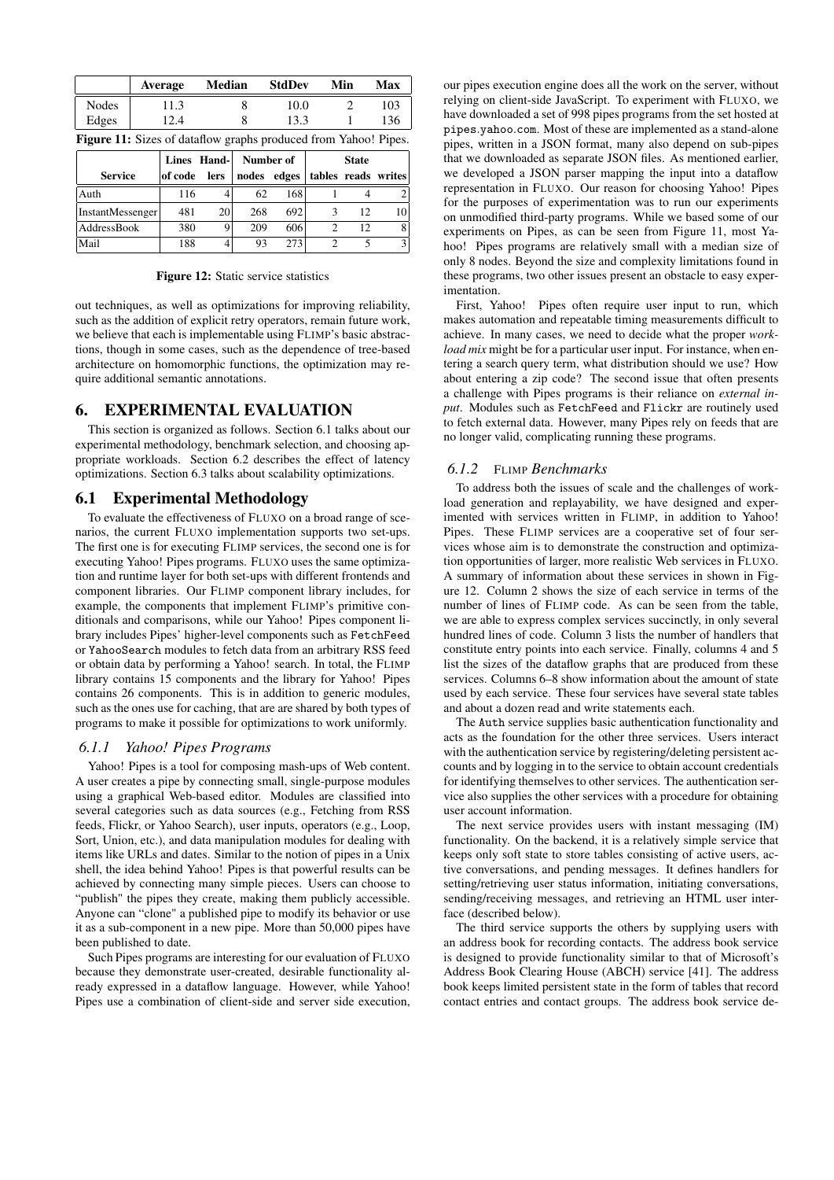|  | Average | Median | StdDev | Min | Max |
| --- | --- | --- | --- | --- | --- |
| Nodes | 11.3 | 8 | 10.0 | 2 | 103 |
| Edges | 12.4 | 8 | 13.3 | 1 | 136 |

**Figure 11:** Sizes of dataflow graphs produced from Yahoo! Pipes.

| Service | Lines of code | Hand-lers | Number of nodes | Number of edges | State tables | State reads | State writes |
| --- | --- | --- | --- | --- | --- | --- | --- |
| Auth | 116 | 4 | 62 | 168 | 1 | 4 | 2 |
| InstantMessenger | 481 | 20 | 268 | 692 | 3 | 12 | 10 |
| AddressBook | 380 | 9 | 209 | 606 | 2 | 12 | 8 |
| Mail | 188 | 4 | 93 | 273 | 2 | 5 | 3 |

**Figure 12:** Static service statistics

out techniques, as well as optimizations for improving reliability, such as the addition of explicit retry operators, remain future work, we believe that each is implementable using FLIMP's basic abstractions, though in some cases, such as the dependence of tree-based architecture on homomorphic functions, the optimization may require additional semantic annotations.

# 6. EXPERIMENTAL EVALUATION

This section is organized as follows. Section 6.1 talks about our experimental methodology, benchmark selection, and choosing appropriate workloads. Section 6.2 describes the effect of latency optimizations. Section 6.3 talks about scalability optimizations.

## 6.1 Experimental Methodology

To evaluate the effectiveness of FLUXO on a broad range of scenarios, the current FLUXO implementation supports two set-ups. The first one is for executing FLIMP services, the second one is for executing Yahoo! Pipes programs. FLUXO uses the same optimization and runtime layer for both set-ups with different frontends and component libraries. Our FLIMP component library includes, for example, the components that implement FLIMP's primitive conditionals and comparisons, while our Yahoo! Pipes component library includes Pipes' higher-level components such as `FetchFeed` or `YahooSearch` modules to fetch data from an arbitrary RSS feed or obtain data by performing a Yahoo! search. In total, the FLIMP library contains 15 components and the library for Yahoo! Pipes contains 26 components. This is in addition to generic modules, such as the ones use for caching, that are are shared by both types of programs to make it possible for optimizations to work uniformly.

### 6.1.1 *Yahoo! Pipes Programs*

Yahoo! Pipes is a tool for composing mash-ups of Web content. A user creates a pipe by connecting small, single-purpose modules using a graphical Web-based editor. Modules are classified into several categories such as data sources (e.g., Fetching from RSS feeds, Flickr, or Yahoo Search), user inputs, operators (e.g., Loop, Sort, Union, etc.), and data manipulation modules for dealing with items like URLs and dates. Similar to the notion of pipes in a Unix shell, the idea behind Yahoo! Pipes is that powerful results can be achieved by connecting many simple pieces. Users can choose to "publish" the pipes they create, making them publicly accessible. Anyone can "clone" a published pipe to modify its behavior or use it as a sub-component in a new pipe. More than 50,000 pipes have been published to date.

Such Pipes programs are interesting for our evaluation of FLUXO because they demonstrate user-created, desirable functionality already expressed in a dataflow language. However, while Yahoo! Pipes use a combination of client-side and server side execution, our pipes execution engine does all the work on the server, without relying on client-side JavaScript. To experiment with FLUXO, we have downloaded a set of 998 pipes programs from the set hosted at `pipes.yahoo.com`. Most of these are implemented as a stand-alone pipes, written in a JSON format, many also depend on sub-pipes that we downloaded as separate JSON files. As mentioned earlier, we developed a JSON parser mapping the input into a dataflow representation in FLUXO. Our reason for choosing Yahoo! Pipes for the purposes of experimentation was to run our experiments on unmodified third-party programs. While we based some of our experiments on Pipes, as can be seen from Figure 11, most Yahoo! Pipes programs are relatively small with a median size of only 8 nodes. Beyond the size and complexity limitations found in these programs, two other issues present an obstacle to easy experimentation.

First, Yahoo! Pipes often require user input to run, which makes automation and repeatable timing measurements difficult to achieve. In many cases, we need to decide what the proper *workload mix* might be for a particular user input. For instance, when entering a search query term, what distribution should we use? How about entering a zip code? The second issue that often presents a challenge with Pipes programs is their reliance on *external input*. Modules such as `FetchFeed` and `Flickr` are routinely used to fetch external data. However, many Pipes rely on feeds that are no longer valid, complicating running these programs.

### 6.1.2 FLIMP *Benchmarks*

To address both the issues of scale and the challenges of workload generation and replayability, we have designed and experimented with services written in FLIMP, in addition to Yahoo! Pipes. These FLIMP services are a cooperative set of four services whose aim is to demonstrate the construction and optimization opportunities of larger, more realistic Web services in FLUXO. A summary of information about these services in shown in Figure 12. Column 2 shows the size of each service in terms of the number of lines of FLIMP code. As can be seen from the table, we are able to express complex services succinctly, in only several hundred lines of code. Column 3 lists the number of handlers that constitute entry points into each service. Finally, columns 4 and 5 list the sizes of the dataflow graphs that are produced from these services. Columns 6–8 show information about the amount of state used by each service. These four services have several state tables and about a dozen read and write statements each.

The `Auth` service supplies basic authentication functionality and acts as the foundation for the other three services. Users interact with the authentication service by registering/deleting persistent accounts and by logging in to the service to obtain account credentials for identifying themselves to other services. The authentication service also supplies the other services with a procedure for obtaining user account information.

The next service provides users with instant messaging (IM) functionality. On the backend, it is a relatively simple service that keeps only soft state to store tables consisting of active users, active conversations, and pending messages. It defines handlers for setting/retrieving user status information, initiating conversations, sending/receiving messages, and retrieving an HTML user interface (described below).

The third service supports the others by supplying users with an address book for recording contacts. The address book service is designed to provide functionality similar to that of Microsoft's Address Book Clearing House (ABCH) service [41]. The address book keeps limited persistent state in the form of tables that record contact entries and contact groups. The address book service de-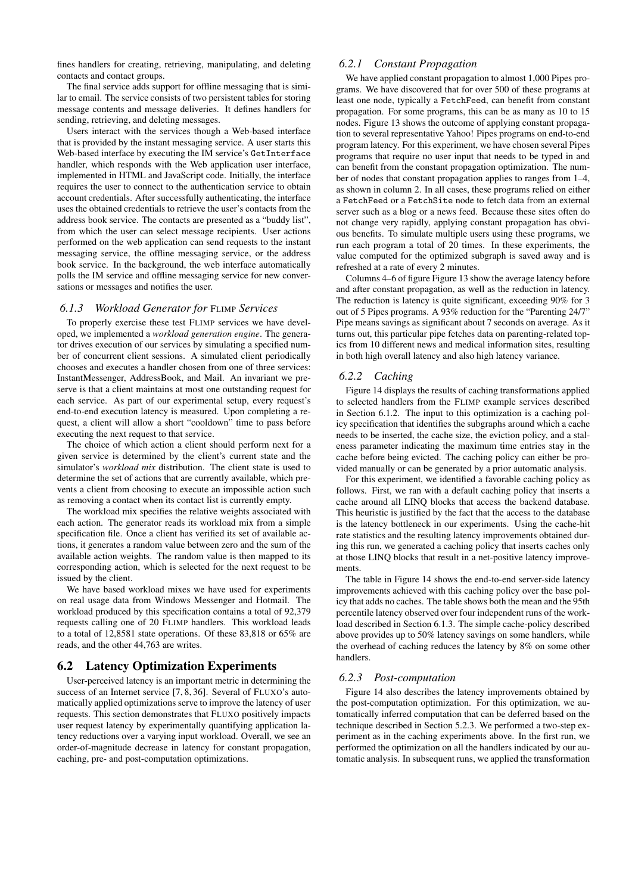fines handlers for creating, retrieving, manipulating, and deleting contacts and contact groups.

The final service adds support for offline messaging that is similar to email. The service consists of two persistent tables for storing message contents and message deliveries. It defines handlers for sending, retrieving, and deleting messages.

Users interact with the services though a Web-based interface that is provided by the instant messaging service. A user starts this Web-based interface by executing the IM service's `GetInterface` handler, which responds with the Web application user interface, implemented in HTML and JavaScript code. Initially, the interface requires the user to connect to the authentication service to obtain account credentials. After successfully authenticating, the interface uses the obtained credentials to retrieve the user's contacts from the address book service. The contacts are presented as a "buddy list", from which the user can select message recipients. User actions performed on the web application can send requests to the instant messaging service, the offline messaging service, or the address book service. In the background, the web interface automatically polls the IM service and offline messaging service for new conversations or messages and notifies the user.

#### 6.1.3 *Workload Generator for* FLIMP *Services*

To properly exercise these test FLIMP services we have developed, we implemented a *workload generation engine*. The generator drives execution of our services by simulating a specified number of concurrent client sessions. A simulated client periodically chooses and executes a handler chosen from one of three services: InstantMessenger, AddressBook, and Mail. An invariant we preserve is that a client maintains at most one outstanding request for each service. As part of our experimental setup, every request's end-to-end execution latency is measured. Upon completing a request, a client will allow a short "cooldown" time to pass before executing the next request to that service.

The choice of which action a client should perform next for a given service is determined by the client's current state and the simulator's *workload mix* distribution. The client state is used to determine the set of actions that are currently available, which prevents a client from choosing to execute an impossible action such as removing a contact when its contact list is currently empty.

The workload mix specifies the relative weights associated with each action. The generator reads its workload mix from a simple specification file. Once a client has verified its set of available actions, it generates a random value between zero and the sum of the available action weights. The random value is then mapped to its corresponding action, which is selected for the next request to be issued by the client.

We have based workload mixes we have used for experiments on real usage data from Windows Messenger and Hotmail. The workload produced by this specification contains a total of 92,379 requests calling one of 20 FLIMP handlers. This workload leads to a total of 12,8581 state operations. Of these 83,818 or 65% are reads, and the other 44,763 are writes.

## 6.2 Latency Optimization Experiments

User-perceived latency is an important metric in determining the success of an Internet service [7, 8, 36]. Several of FLUXO's automatically applied optimizations serve to improve the latency of user requests. This section demonstrates that FLUXO positively impacts user request latency by experimentally quantifying application latency reductions over a varying input workload. Overall, we see an order-of-magnitude decrease in latency for constant propagation, caching, pre- and post-computation optimizations.

#### 6.2.1 *Constant Propagation*

We have applied constant propagation to almost 1,000 Pipes programs. We have discovered that for over 500 of these programs at least one node, typically a `FetchFeed`, can benefit from constant propagation. For some programs, this can be as many as 10 to 15 nodes. Figure 13 shows the outcome of applying constant propagation to several representative Yahoo! Pipes programs on end-to-end program latency. For this experiment, we have chosen several Pipes programs that require no user input that needs to be typed in and can benefit from the constant propagation optimization. The number of nodes that constant propagation applies to ranges from 1–4, as shown in column 2. In all cases, these programs relied on either a `FetchFeed` or a `FetchSite` node to fetch data from an external server such as a blog or a news feed. Because these sites often do not change very rapidly, applying constant propagation has obvious benefits. To simulate multiple users using these programs, we run each program a total of 20 times. In these experiments, the value computed for the optimized subgraph is saved away and is refreshed at a rate of every 2 minutes.

Columns 4–6 of figure Figure 13 show the average latency before and after constant propagation, as well as the reduction in latency. The reduction is latency is quite significant, exceeding 90% for 3 out of 5 Pipes programs. A 93% reduction for the "Parenting 24/7" Pipe means savings as significant about 7 seconds on average. As it turns out, this particular pipe fetches data on parenting-related topics from 10 different news and medical information sites, resulting in both high overall latency and also high latency variance.

#### 6.2.2 *Caching*

Figure 14 displays the results of caching transformations applied to selected handlers from the FLIMP example services described in Section 6.1.2. The input to this optimization is a caching policy specification that identifies the subgraphs around which a cache needs to be inserted, the cache size, the eviction policy, and a staleness parameter indicating the maximum time entries stay in the cache before being evicted. The caching policy can either be provided manually or can be generated by a prior automatic analysis.

For this experiment, we identified a favorable caching policy as follows. First, we ran with a default caching policy that inserts a cache around all LINQ blocks that access the backend database. This heuristic is justified by the fact that the access to the database is the latency bottleneck in our experiments. Using the cache-hit rate statistics and the resulting latency improvements obtained during this run, we generated a caching policy that inserts caches only at those LINQ blocks that result in a net-positive latency improvements.

The table in Figure 14 shows the end-to-end server-side latency improvements achieved with this caching policy over the base policy that adds no caches. The table shows both the mean and the 95th percentile latency observed over four independent runs of the workload described in Section 6.1.3. The simple cache-policy described above provides up to 50% latency savings on some handlers, while the overhead of caching reduces the latency by 8% on some other handlers.

#### 6.2.3 *Post-computation*

Figure 14 also describes the latency improvements obtained by the post-computation optimization. For this optimization, we automatically inferred computation that can be deferred based on the technique described in Section 5.2.3. We performed a two-step experiment as in the caching experiments above. In the first run, we performed the optimization on all the handlers indicated by our automatic analysis. In subsequent runs, we applied the transformation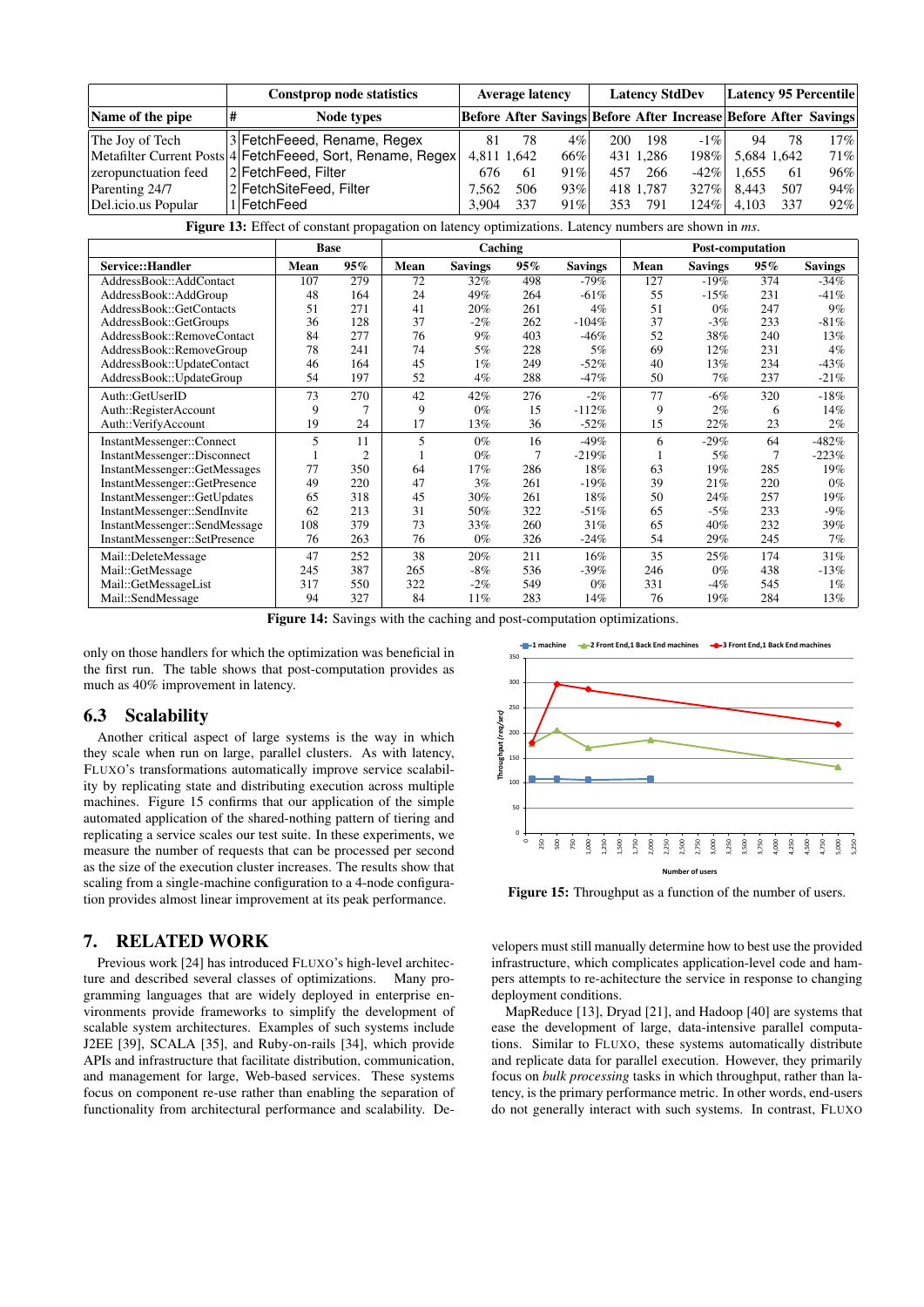| Name of the pipe | # | Node types | Before | After | Savings | Before | After | Increase | Before | After | Savings |
|---|---|---|---|---|---|---|---|---|---|---|---|
| | **Constprop node statistics** | | **Average latency** | | | **Latency StdDev** | | | **Latency 95 Percentile** | | |
| The Joy of Tech | 3 | FetchFeeed, Rename, Regex | 81 | 78 | 4% | 200 | 198 | -1% | 94 | 78 | 17% |
| Metafilter Current Posts | 4 | FetchFeeed, Sort, Rename, Regex | 4,811 | 1,642 | 66% | 431 | 1,286 | 198% | 5,684 | 1,642 | 71% |
| zeropunctuation feed | 2 | FetchFeed, Filter | 676 | 61 | 91% | 457 | 266 | -42% | 1,655 | 61 | 96% |
| Parenting 24/7 | 2 | FetchSiteFeed, Filter | 7,562 | 506 | 93% | 418 | 1,787 | 327% | 8,443 | 507 | 94% |
| Del.icio.us Popular | 1 | FetchFeed | 3,904 | 337 | 91% | 353 | 791 | 124% | 4,103 | 337 | 92% |

**Figure 13:** Effect of constant propagation on latency optimizations. Latency numbers are shown in *ms*.

| | Base | | Caching | | | | Post-computation | | | |
|---|---|---|---|---|---|---|---|---|---|---|
| **Service::Handler** | **Mean** | **95%** | **Mean** | **Savings** | **95%** | **Savings** | **Mean** | **Savings** | **95%** | **Savings** |
| AddressBook::AddContact | 107 | 279 | 72 | 32% | 498 | -79% | 127 | -19% | 374 | -34% |
| AddressBook::AddGroup | 48 | 164 | 24 | 49% | 264 | -61% | 55 | -15% | 231 | -41% |
| AddressBook::GetContacts | 51 | 271 | 41 | 20% | 261 | 4% | 51 | 0% | 247 | 9% |
| AddressBook::GetGroups | 36 | 128 | 37 | -2% | 262 | -104% | 37 | -3% | 233 | -81% |
| AddressBook::RemoveContact | 84 | 277 | 76 | 9% | 403 | -46% | 52 | 38% | 240 | 13% |
| AddressBook::RemoveGroup | 78 | 241 | 74 | 5% | 228 | 5% | 69 | 12% | 231 | 4% |
| AddressBook::UpdateContact | 46 | 164 | 45 | 1% | 249 | -52% | 40 | 13% | 234 | -43% |
| AddressBook::UpdateGroup | 54 | 197 | 52 | 4% | 288 | -47% | 50 | 7% | 237 | -21% |
| Auth::GetUserID | 73 | 270 | 42 | 42% | 276 | -2% | 77 | -6% | 320 | -18% |
| Auth::RegisterAccount | 9 | 7 | 9 | 0% | 15 | -112% | 9 | 2% | 6 | 14% |
| Auth::VerifyAccount | 19 | 24 | 17 | 13% | 36 | -52% | 15 | 22% | 23 | 2% |
| InstantMessenger::Connect | 5 | 11 | 5 | 0% | 16 | -49% | 6 | -29% | 64 | -482% |
| InstantMessenger::Disconnect | 1 | 2 | 1 | 0% | 7 | -219% | 1 | 5% | 7 | -223% |
| InstantMessenger::GetMessages | 77 | 350 | 64 | 17% | 286 | 18% | 63 | 19% | 285 | 19% |
| InstantMessenger::GetPresence | 49 | 220 | 47 | 3% | 261 | -19% | 39 | 21% | 220 | 0% |
| InstantMessenger::GetUpdates | 65 | 318 | 45 | 30% | 261 | 18% | 50 | 24% | 257 | 19% |
| InstantMessenger::SendInvite | 62 | 213 | 31 | 50% | 322 | -51% | 65 | -5% | 233 | -9% |
| InstantMessenger::SendMessage | 108 | 379 | 73 | 33% | 260 | 31% | 65 | 40% | 232 | 39% |
| InstantMessenger::SetPresence | 76 | 263 | 76 | 0% | 326 | -24% | 54 | 29% | 245 | 7% |
| Mail::DeleteMessage | 47 | 252 | 38 | 20% | 211 | 16% | 35 | 25% | 174 | 31% |
| Mail::GetMessage | 245 | 387 | 265 | -8% | 536 | -39% | 246 | 0% | 438 | -13% |
| Mail::GetMessageList | 317 | 550 | 322 | -2% | 549 | 0% | 331 | -4% | 545 | 1% |
| Mail::SendMessage | 94 | 327 | 84 | 11% | 283 | 14% | 76 | 19% | 284 | 13% |

**Figure 14:** Savings with the caching and post-computation optimizations.

only on those handlers for which the optimization was beneficial in the first run. The table shows that post-computation provides as much as 40% improvement in latency.

### 6.3 Scalability

Another critical aspect of large systems is the way in which they scale when run on large, parallel clusters. As with latency, FLUXO's transformations automatically improve service scalability by replicating state and distributing execution across multiple machines. Figure 15 confirms that our application of the simple automated application of the shared-nothing pattern of tiering and replicating a service scales our test suite. In these experiments, we measure the number of requests that can be processed per second as the size of the execution cluster increases. The results show that scaling from a single-machine configuration to a 4-node configuration provides almost linear improvement at its peak performance.

**Figure 15:** Throughput as a function of the number of users.

## 7. RELATED WORK

Previous work [24] has introduced FLUXO's high-level architecture and described several classes of optimizations. Many programming languages that are widely deployed in enterprise environments provide frameworks to simplify the development of scalable system architectures. Examples of such systems include J2EE [39], SCALA [35], and Ruby-on-rails [34], which provide APIs and infrastructure that facilitate distribution, communication, and management for large, Web-based services. These systems focus on component re-use rather than enabling the separation of functionality from architectural performance and scalability. Developers must still manually determine how to best use the provided infrastructure, which complicates application-level code and hampers attempts to re-achitecture the service in response to changing deployment conditions.

MapReduce [13], Dryad [21], and Hadoop [40] are systems that ease the development of large, data-intensive parallel computations. Similar to FLUXO, these systems automatically distribute and replicate data for parallel execution. However, they primarily focus on *bulk processing* tasks in which throughput, rather than latency, is the primary performance metric. In other words, end-users do not generally interact with such systems. In contrast, FLUXO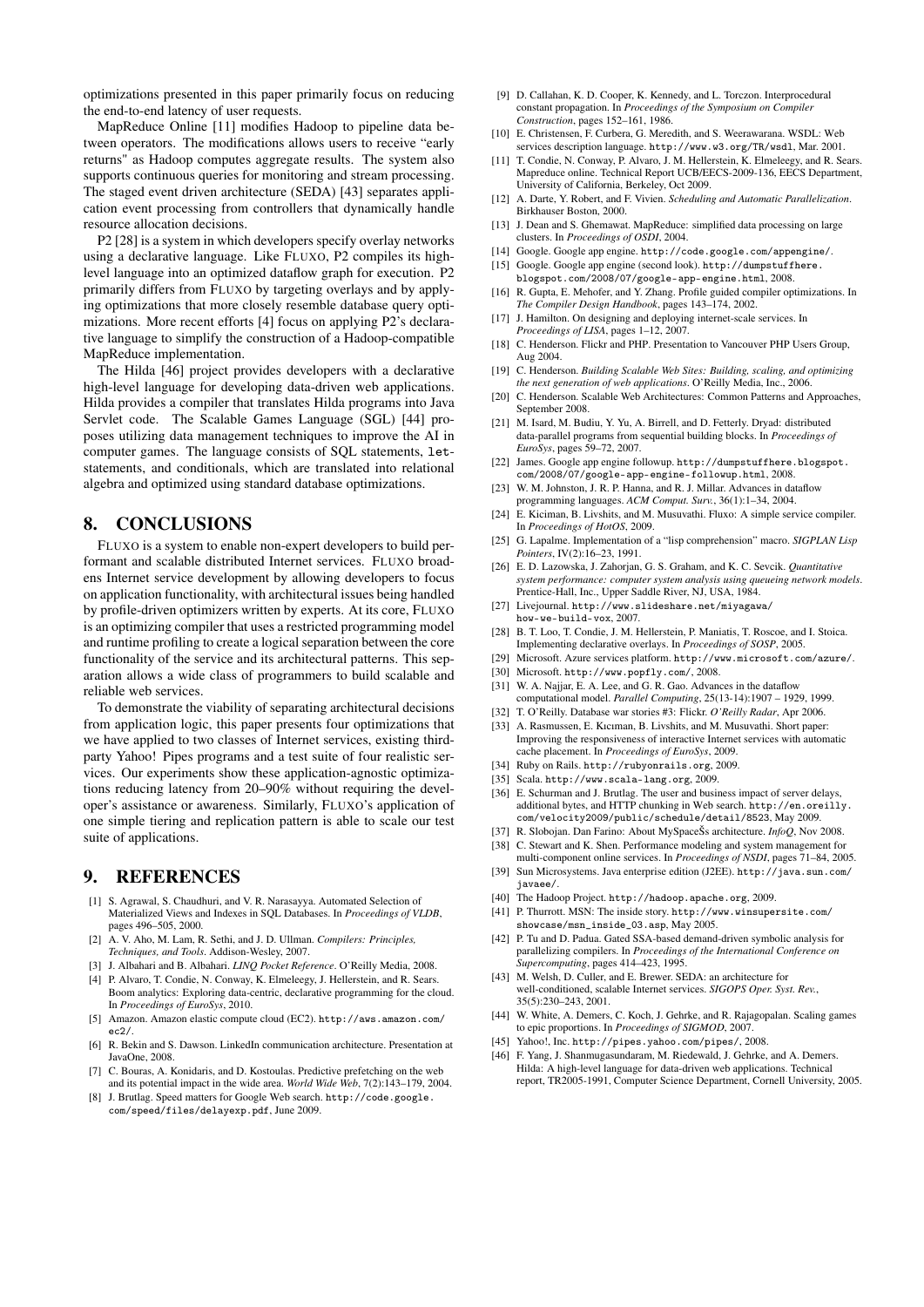optimizations presented in this paper primarily focus on reducing the end-to-end latency of user requests.

MapReduce Online [11] modifies Hadoop to pipeline data between operators. The modifications allows users to receive "early returns" as Hadoop computes aggregate results. The system also supports continuous queries for monitoring and stream processing. The staged event driven architecture (SEDA) [43] separates application event processing from controllers that dynamically handle resource allocation decisions.

P2 [28] is a system in which developers specify overlay networks using a declarative language. Like FLUXO, P2 compiles its high-level language into an optimized dataflow graph for execution. P2 primarily differs from FLUXO by targeting overlays and by applying optimizations that more closely resemble database query optimizations. More recent efforts [4] focus on applying P2's declarative language to simplify the construction of a Hadoop-compatible MapReduce implementation.

The Hilda [46] project provides developers with a declarative high-level language for developing data-driven web applications. Hilda provides a compiler that translates Hilda programs into Java Servlet code. The Scalable Games Language (SGL) [44] proposes utilizing data management techniques to improve the AI in computer games. The language consists of SQL statements, let-statements, and conditionals, which are translated into relational algebra and optimized using standard database optimizations.

## 8. CONCLUSIONS

FLUXO is a system to enable non-expert developers to build performant and scalable distributed Internet services. FLUXO broadens Internet service development by allowing developers to focus on application functionality, with architectural issues being handled by profile-driven optimizers written by experts. At its core, FLUXO is an optimizing compiler that uses a restricted programming model and runtime profiling to create a logical separation between the core functionality of the service and its architectural patterns. This separation allows a wide class of programmers to build scalable and reliable web services.

To demonstrate the viability of separating architectural decisions from application logic, this paper presents four optimizations that we have applied to two classes of Internet services, existing third-party Yahoo! Pipes programs and a test suite of four realistic services. Our experiments show these application-agnostic optimizations reducing latency from 20–90% without requiring the developer's assistance or awareness. Similarly, FLUXO's application of one simple tiering and replication pattern is able to scale our test suite of applications.

## 9. REFERENCES

[1] S. Agrawal, S. Chaudhuri, and V. R. Narasayya. Automated Selection of Materialized Views and Indexes in SQL Databases. In *Proceedings of VLDB*, pages 496–505, 2000.

[2] A. V. Aho, M. Lam, R. Sethi, and J. D. Ullman. *Compilers: Principles, Techniques, and Tools*. Addison-Wesley, 2007.

[3] J. Albahari and B. Albahari. *LINQ Pocket Reference*. O'Reilly Media, 2008.

[4] P. Alvaro, T. Condie, N. Conway, K. Elmeleegy, J. Hellerstein, and R. Sears. Boom analytics: Exploring data-centric, declarative programming for the cloud. In *Proceedings of EuroSys*, 2010.

[5] Amazon. Amazon elastic compute cloud (EC2). http://aws.amazon.com/ec2/.

[6] R. Bekin and S. Dawson. LinkedIn communication architecture. Presentation at JavaOne, 2008.

[7] C. Bouras, A. Konidaris, and D. Kostoulas. Predictive prefetching on the web and its potential impact in the wide area. *World Wide Web*, 7(2):143–179, 2004.

[8] J. Brutlag. Speed matters for Google Web search. http://code.google.com/speed/files/delayexp.pdf, June 2009.

[9] D. Callahan, K. D. Cooper, K. Kennedy, and L. Torczon. Interprocedural constant propagation. In *Proceedings of the Symposium on Compiler Construction*, pages 152–161, 1986.

[10] E. Christensen, F. Curbera, G. Meredith, and S. Weerawarana. WSDL: Web services description language. http://www.w3.org/TR/wsdl, Mar. 2001.

[11] T. Condie, N. Conway, P. Alvaro, J. M. Hellerstein, K. Elmeleegy, and R. Sears. Mapreduce online. Technical Report UCB/EECS-2009-136, EECS Department, University of California, Berkeley, Oct 2009.

[12] A. Darte, Y. Robert, and F. Vivien. *Scheduling and Automatic Parallelization*. Birkhauser Boston, 2000.

[13] J. Dean and S. Ghemawat. MapReduce: simplified data processing on large clusters. In *Proceedings of OSDI*, 2004.

[14] Google. Google app engine. http://code.google.com/appengine/.

[15] Google. Google app engine (second look). http://dumpstuffhere.blogspot.com/2008/07/google-app-engine.html, 2008.

[16] R. Gupta, E. Mehofer, and Y. Zhang. Profile guided compiler optimizations. In *The Compiler Design Handbook*, pages 143–174, 2002.

[17] J. Hamilton. On designing and deploying internet-scale services. In *Proceedings of LISA*, pages 1–12, 2007.

[18] C. Henderson. Flickr and PHP. Presentation to Vancouver PHP Users Group, Aug 2004.

[19] C. Henderson. *Building Scalable Web Sites: Building, scaling, and optimizing the next generation of web applications*. O'Reilly Media, Inc., 2006.

[20] C. Henderson. Scalable Web Architectures: Common Patterns and Approaches, September 2008.

[21] M. Isard, M. Budiu, Y. Yu, A. Birrell, and D. Fetterly. Dryad: distributed data-parallel programs from sequential building blocks. In *Proceedings of EuroSys*, pages 59–72, 2007.

[22] James. Google app engine followup. http://dumpstuffhere.blogspot.com/2008/07/google-app-engine-followup.html, 2008.

[23] W. M. Johnston, J. R. P. Hanna, and R. J. Millar. Advances in dataflow programming languages. *ACM Comput. Surv.*, 36(1):1–34, 2004.

[24] E. Kiciman, B. Livshits, and M. Musuvathi. Fluxo: A simple service compiler. In *Proceedings of HotOS*, 2009.

[25] G. Lapalme. Implementation of a "lisp comprehension" macro. *SIGPLAN Lisp Pointers*, IV(2):16–23, 1991.

[26] E. D. Lazowska, J. Zahorjan, G. S. Graham, and K. C. Sevcik. *Quantitative system performance: computer system analysis using queueing network models*. Prentice-Hall, Inc., Upper Saddle River, NJ, USA, 1984.

[27] Livejournal. http://www.slideshare.net/miyagawa/how-we-build-vox, 2007.

[28] B. T. Loo, T. Condie, J. M. Hellerstein, P. Maniatis, T. Roscoe, and I. Stoica. Implementing declarative overlays. In *Proceedings of SOSP*, 2005.

[29] Microsoft. Azure services platform. http://www.microsoft.com/azure/.

[30] Microsoft. http://www.popfly.com/, 2008.

[31] W. A. Najjar, E. A. Lee, and G. R. Gao. Advances in the dataflow computational model. *Parallel Computing*, 25(13-14):1907 – 1929, 1999.

[32] T. O'Reilly. Database war stories #3: Flickr. *O'Reilly Radar*, Apr 2006.

[33] A. Rasmussen, E. Kıcıman, B. Livshits, and M. Musuvathi. Short paper: Improving the responsiveness of interactive Internet services with automatic cache placement. In *Proceedings of EuroSys*, 2009.

[34] Ruby on Rails. http://rubyonrails.org, 2009.

[35] Scala. http://www.scala-lang.org, 2009.

[36] E. Schurman and J. Brutlag. The user and business impact of server delays, additional bytes, and HTTP chunking in Web search. http://en.oreilly.com/velocity2009/public/schedule/detail/8523, May 2009.

[37] R. Slobojan. Dan Farino: About MySpaceŠs architecture. *InfoQ*, Nov 2008.

[38] C. Stewart and K. Shen. Performance modeling and system management for multi-component online services. In *Proceedings of NSDI*, pages 71–84, 2005.

[39] Sun Microsystems. Java enterprise edition (J2EE). http://java.sun.com/javaee/.

[40] The Hadoop Project. http://hadoop.apache.org, 2009.

[41] P. Thurrott. MSN: The inside story. http://www.winsupersite.com/showcase/msn_inside_03.asp, May 2005.

[42] P. Tu and D. Padua. Gated SSA-based demand-driven symbolic analysis for parallelizing compilers. In *Proceedings of the International Conference on Supercomputing*, pages 414–423, 1995.

[43] M. Welsh, D. Culler, and E. Brewer. SEDA: an architecture for well-conditioned, scalable Internet services. *SIGOPS Oper. Syst. Rev.*, 35(5):230–243, 2001.

[44] W. White, A. Demers, C. Koch, J. Gehrke, and R. Rajagopalan. Scaling games to epic proportions. In *Proceedings of SIGMOD*, 2007.

[45] Yahoo!, Inc. http://pipes.yahoo.com/pipes/, 2008.

[46] F. Yang, J. Shanmugasundaram, M. Riedewald, J. Gehrke, and A. Demers. Hilda: A high-level language for data-driven web applications. Technical report, TR2005-1991, Computer Science Department, Cornell University, 2005.